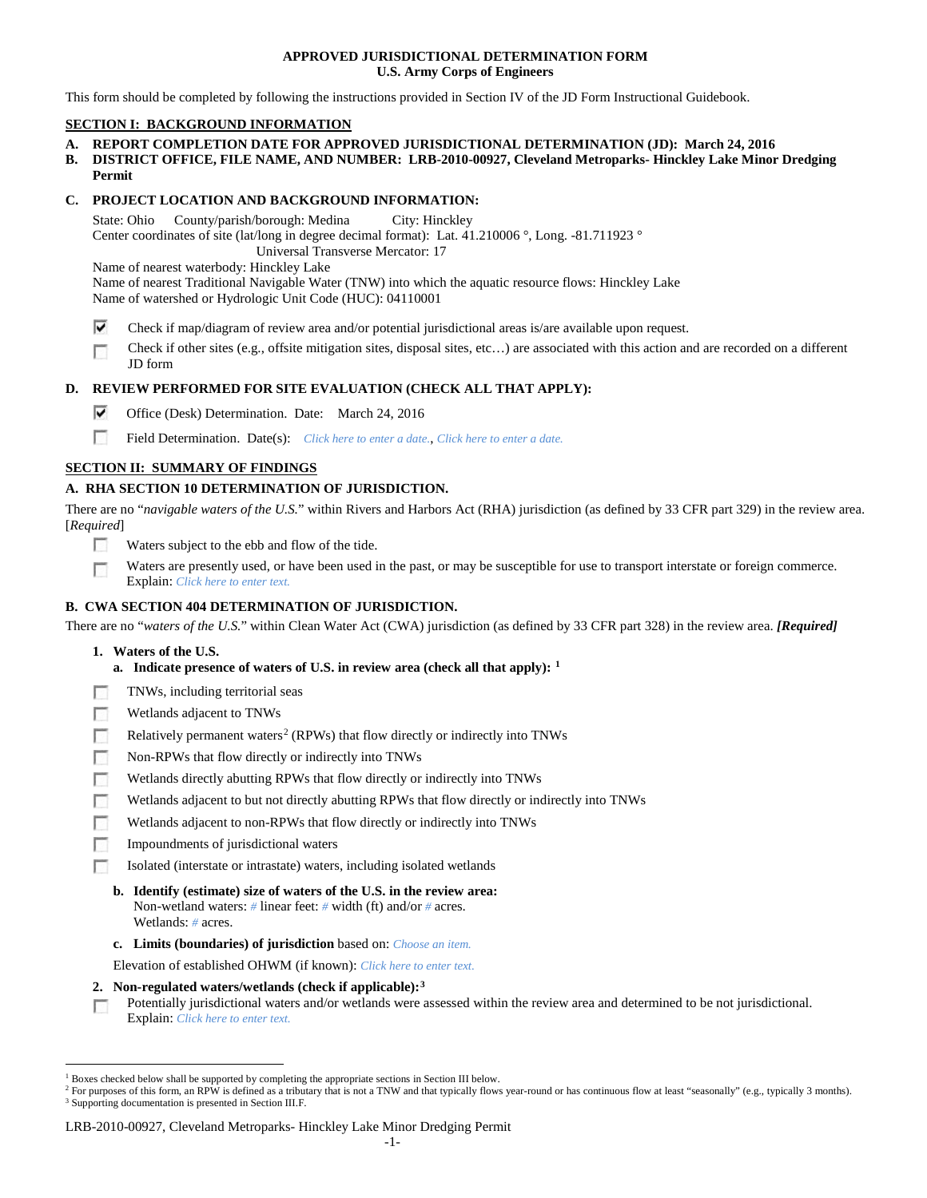**APPROVED JURISDICTIONAL DETERMINATION FORM**
**U.S. Army Corps of Engineers**

This form should be completed by following the instructions provided in Section IV of the JD Form Instructional Guidebook.

## SECTION I: BACKGROUND INFORMATION

**A. REPORT COMPLETION DATE FOR APPROVED JURISDICTIONAL DETERMINATION (JD): March 24, 2016**

**B. DISTRICT OFFICE, FILE NAME, AND NUMBER: LRB-2010-00927, Cleveland Metroparks- Hinckley Lake Minor Dredging Permit**

**C. PROJECT LOCATION AND BACKGROUND INFORMATION:**

State: Ohio County/parish/borough: Medina City: Hinckley
Center coordinates of site (lat/long in degree decimal format): Lat. 41.210006 °, Long. -81.711923 °
Universal Transverse Mercator: 17
Name of nearest waterbody: Hinckley Lake
Name of nearest Traditional Navigable Water (TNW) into which the aquatic resource flows: Hinckley Lake
Name of watershed or Hydrologic Unit Code (HUC): 04110001

- [x] Check if map/diagram of review area and/or potential jurisdictional areas is/are available upon request.
- [ ] Check if other sites (e.g., offsite mitigation sites, disposal sites, etc…) are associated with this action and are recorded on a different JD form

**D. REVIEW PERFORMED FOR SITE EVALUATION (CHECK ALL THAT APPLY):**

- [x] Office (Desk) Determination. Date: March 24, 2016
- [ ] Field Determination. Date(s): *Click here to enter a date.*, *Click here to enter a date.*

## SECTION II: SUMMARY OF FINDINGS

**A. RHA SECTION 10 DETERMINATION OF JURISDICTION.**

There are no "*navigable waters of the U.S.*" within Rivers and Harbors Act (RHA) jurisdiction (as defined by 33 CFR part 329) in the review area. [*Required*]

- [ ] Waters subject to the ebb and flow of the tide.
- [ ] Waters are presently used, or have been used in the past, or may be susceptible for use to transport interstate or foreign commerce. Explain: *Click here to enter text.*

**B. CWA SECTION 404 DETERMINATION OF JURISDICTION.**

There are no "*waters of the U.S.*" within Clean Water Act (CWA) jurisdiction (as defined by 33 CFR part 328) in the review area. ***[Required]***

**1. Waters of the U.S.**

**a. Indicate presence of waters of U.S. in review area (check all that apply): [1]**

- [ ] TNWs, including territorial seas
- [ ] Wetlands adjacent to TNWs
- [ ] Relatively permanent waters[2] (RPWs) that flow directly or indirectly into TNWs
- [ ] Non-RPWs that flow directly or indirectly into TNWs
- [ ] Wetlands directly abutting RPWs that flow directly or indirectly into TNWs
- [ ] Wetlands adjacent to but not directly abutting RPWs that flow directly or indirectly into TNWs
- [ ] Wetlands adjacent to non-RPWs that flow directly or indirectly into TNWs
- [ ] Impoundments of jurisdictional waters
- [ ] Isolated (interstate or intrastate) waters, including isolated wetlands

**b. Identify (estimate) size of waters of the U.S. in the review area:**
Non-wetland waters: # linear feet: # width (ft) and/or # acres.
Wetlands: # acres.

**c. Limits (boundaries) of jurisdiction** based on: *Choose an item.*

Elevation of established OHWM (if known): *Click here to enter text.*

**2. Non-regulated waters/wetlands (check if applicable): [3]**

- [ ] Potentially jurisdictional waters and/or wetlands were assessed within the review area and determined to be not jurisdictional. Explain: *Click here to enter text.*

---

[1] Boxes checked below shall be supported by completing the appropriate sections in Section III below.
[2] For purposes of this form, an RPW is defined as a tributary that is not a TNW and that typically flows year-round or has continuous flow at least "seasonally" (e.g., typically 3 months).
[3] Supporting documentation is presented in Section III.F.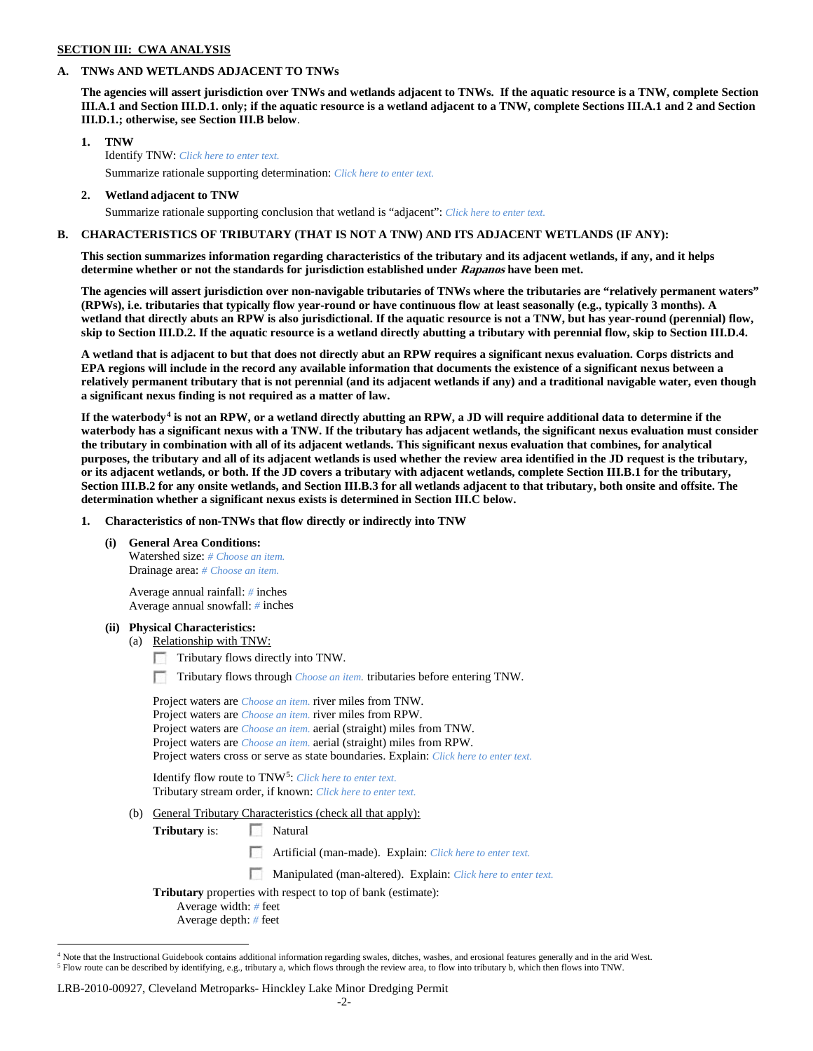## SECTION III: CWA ANALYSIS

### A. TNWs AND WETLANDS ADJACENT TO TNWs

**The agencies will assert jurisdiction over TNWs and wetlands adjacent to TNWs. If the aquatic resource is a TNW, complete Section III.A.1 and Section III.D.1. only; if the aquatic resource is a wetland adjacent to a TNW, complete Sections III.A.1 and 2 and Section III.D.1.; otherwise, see Section III.B below**.

**1. TNW**

Identify TNW: *Click here to enter text.*

Summarize rationale supporting determination: *Click here to enter text.*

**2. Wetland adjacent to TNW**

Summarize rationale supporting conclusion that wetland is "adjacent": *Click here to enter text.*

### B. CHARACTERISTICS OF TRIBUTARY (THAT IS NOT A TNW) AND ITS ADJACENT WETLANDS (IF ANY):

**This section summarizes information regarding characteristics of the tributary and its adjacent wetlands, if any, and it helps determine whether or not the standards for jurisdiction established under *Rapanos* have been met.**

**The agencies will assert jurisdiction over non-navigable tributaries of TNWs where the tributaries are "relatively permanent waters" (RPWs), i.e. tributaries that typically flow year-round or have continuous flow at least seasonally (e.g., typically 3 months). A wetland that directly abuts an RPW is also jurisdictional. If the aquatic resource is not a TNW, but has year-round (perennial) flow, skip to Section III.D.2. If the aquatic resource is a wetland directly abutting a tributary with perennial flow, skip to Section III.D.4.**

**A wetland that is adjacent to but that does not directly abut an RPW requires a significant nexus evaluation. Corps districts and EPA regions will include in the record any available information that documents the existence of a significant nexus between a relatively permanent tributary that is not perennial (and its adjacent wetlands if any) and a traditional navigable water, even though a significant nexus finding is not required as a matter of law.**

**If the waterbody[4] is not an RPW, or a wetland directly abutting an RPW, a JD will require additional data to determine if the waterbody has a significant nexus with a TNW. If the tributary has adjacent wetlands, the significant nexus evaluation must consider the tributary in combination with all of its adjacent wetlands. This significant nexus evaluation that combines, for analytical purposes, the tributary and all of its adjacent wetlands is used whether the review area identified in the JD request is the tributary, or its adjacent wetlands, or both. If the JD covers a tributary with adjacent wetlands, complete Section III.B.1 for the tributary, Section III.B.2 for any onsite wetlands, and Section III.B.3 for all wetlands adjacent to that tributary, both onsite and offsite. The determination whether a significant nexus exists is determined in Section III.C below.**

**1. Characteristics of non-TNWs that flow directly or indirectly into TNW**

**(i) General Area Conditions:**

Watershed size: *# Choose an item.*
Drainage area: *# Choose an item.*

Average annual rainfall: *#* inches
Average annual snowfall: *#* inches

**(ii) Physical Characteristics:**

(a) Relationship with TNW:

☐ Tributary flows directly into TNW.

☐ Tributary flows through *Choose an item.* tributaries before entering TNW.

Project waters are *Choose an item.* river miles from TNW.
Project waters are *Choose an item.* river miles from RPW.
Project waters are *Choose an item.* aerial (straight) miles from TNW.
Project waters are *Choose an item.* aerial (straight) miles from RPW.
Project waters cross or serve as state boundaries. Explain: *Click here to enter text.*

Identify flow route to TNW[5]: *Click here to enter text.*
Tributary stream order, if known: *Click here to enter text.*

(b) General Tributary Characteristics (check all that apply):

**Tributary** is: ☐ Natural

☐ Artificial (man-made). Explain: *Click here to enter text.*

☐ Manipulated (man-altered). Explain: *Click here to enter text.*

**Tributary** properties with respect to top of bank (estimate):
Average width: *#* feet
Average depth: *#* feet

---

[4] Note that the Instructional Guidebook contains additional information regarding swales, ditches, washes, and erosional features generally and in the arid West.
[5] Flow route can be described by identifying, e.g., tributary a, which flows through the review area, to flow into tributary b, which then flows into TNW.

LRB-2010-00927, Cleveland Metroparks- Hinckley Lake Minor Dredging Permit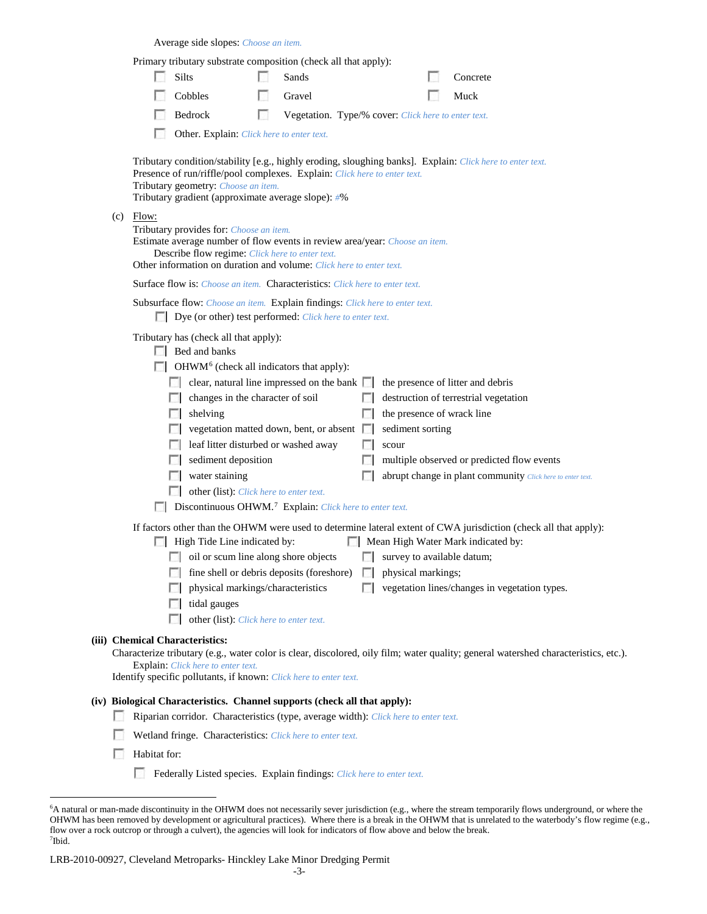Average side slopes: *Choose an item.*

Primary tributary substrate composition (check all that apply):

- ☐ Silts
- ☐ Sands
- ☐ Concrete
- ☐ Cobbles
- ☐ Gravel
- ☐ Muck
- ☐ Bedrock
- ☐ Vegetation. Type/% cover: *Click here to enter text.*
- ☐ Other. Explain: *Click here to enter text.*

Tributary condition/stability [e.g., highly eroding, sloughing banks]. Explain: *Click here to enter text.*
Presence of run/riffle/pool complexes. Explain: *Click here to enter text.*
Tributary geometry: *Choose an item.*
Tributary gradient (approximate average slope): *#*%

(c) Flow:

Tributary provides for: *Choose an item.*
Estimate average number of flow events in review area/year: *Choose an item.*
Describe flow regime: *Click here to enter text.*
Other information on duration and volume: *Click here to enter text.*

Surface flow is: *Choose an item.* Characteristics: *Click here to enter text.*

Subsurface flow: *Choose an item.* Explain findings: *Click here to enter text.*

- ☐ Dye (or other) test performed: *Click here to enter text.*

Tributary has (check all that apply):

- ☐ Bed and banks
- ☐ OHWM[6] (check all indicators that apply):
  - ☐ clear, natural line impressed on the bank
  - ☐ changes in the character of soil
  - ☐ shelving
  - ☐ vegetation matted down, bent, or absent
  - ☐ leaf litter disturbed or washed away
  - ☐ sediment deposition
  - ☐ water staining
  - ☐ other (list): *Click here to enter text.*
  - ☐ the presence of litter and debris
  - ☐ destruction of terrestrial vegetation
  - ☐ the presence of wrack line
  - ☐ sediment sorting
  - ☐ scour
  - ☐ multiple observed or predicted flow events
  - ☐ abrupt change in plant community *Click here to enter text.*
- ☐ Discontinuous OHWM.[7] Explain: *Click here to enter text.*

If factors other than the OHWM were used to determine lateral extent of CWA jurisdiction (check all that apply):

- ☐ High Tide Line indicated by:
  - ☐ oil or scum line along shore objects
  - ☐ fine shell or debris deposits (foreshore)
  - ☐ physical markings/characteristics
  - ☐ tidal gauges
  - ☐ other (list): *Click here to enter text.*
- ☐ Mean High Water Mark indicated by:
  - ☐ survey to available datum;
  - ☐ physical markings;
  - ☐ vegetation lines/changes in vegetation types.

**(iii) Chemical Characteristics:**

Characterize tributary (e.g., water color is clear, discolored, oily film; water quality; general watershed characteristics, etc.).
Explain: *Click here to enter text.*
Identify specific pollutants, if known: *Click here to enter text.*

**(iv) Biological Characteristics. Channel supports (check all that apply):**

- ☐ Riparian corridor. Characteristics (type, average width): *Click here to enter text.*
- ☐ Wetland fringe. Characteristics: *Click here to enter text.*
- ☐ Habitat for:
  - ☐ Federally Listed species. Explain findings: *Click here to enter text.*

---

[6] A natural or man-made discontinuity in the OHWM does not necessarily sever jurisdiction (e.g., where the stream temporarily flows underground, or where the OHWM has been removed by development or agricultural practices). Where there is a break in the OHWM that is unrelated to the waterbody's flow regime (e.g., flow over a rock outcrop or through a culvert), the agencies will look for indicators of flow above and below the break.
[7] Ibid.

LRB-2010-00927, Cleveland Metroparks- Hinckley Lake Minor Dredging Permit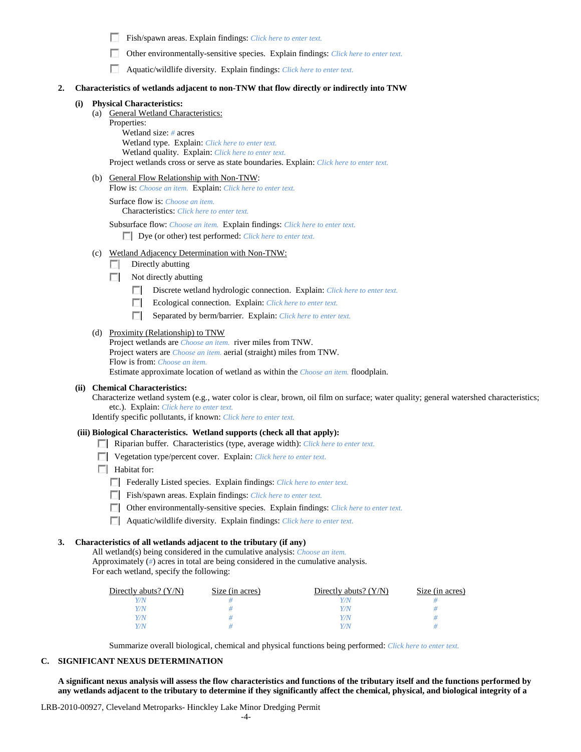- ☐ Fish/spawn areas. Explain findings: *Click here to enter text.*
- ☐ Other environmentally-sensitive species. Explain findings: *Click here to enter text.*
- ☐ Aquatic/wildlife diversity. Explain findings: *Click here to enter text.*

**2. Characteristics of wetlands adjacent to non-TNW that flow directly or indirectly into TNW**

**(i) Physical Characteristics:**

(a) General Wetland Characteristics:

Properties:

Wetland size: *#* acres

Wetland type. Explain: *Click here to enter text.*

Wetland quality. Explain: *Click here to enter text.*

Project wetlands cross or serve as state boundaries. Explain: *Click here to enter text.*

(b) General Flow Relationship with Non-TNW:

Flow is: *Choose an item.* Explain: *Click here to enter text.*

Surface flow is: *Choose an item.*

Characteristics: *Click here to enter text.*

Subsurface flow: *Choose an item.* Explain findings: *Click here to enter text.*

- ☐ Dye (or other) test performed: *Click here to enter text.*

(c) Wetland Adjacency Determination with Non-TNW:

- ☐ Directly abutting
- ☐ Not directly abutting
  - ☐ Discrete wetland hydrologic connection. Explain: *Click here to enter text.*
  - ☐ Ecological connection. Explain: *Click here to enter text.*
  - ☐ Separated by berm/barrier. Explain: *Click here to enter text.*

(d) Proximity (Relationship) to TNW

Project wetlands are *Choose an item.* river miles from TNW.

Project waters are *Choose an item.* aerial (straight) miles from TNW.

Flow is from: *Choose an item.*

Estimate approximate location of wetland as within the *Choose an item.* floodplain.

**(ii) Chemical Characteristics:**

Characterize wetland system (e.g., water color is clear, brown, oil film on surface; water quality; general watershed characteristics; etc.). Explain: *Click here to enter text.*

Identify specific pollutants, if known: *Click here to enter text.*

**(iii) Biological Characteristics. Wetland supports (check all that apply):**

- ☐ Riparian buffer. Characteristics (type, average width): *Click here to enter text.*
- ☐ Vegetation type/percent cover. Explain: *Click here to enter text.*
- ☐ Habitat for:
  - ☐ Federally Listed species. Explain findings: *Click here to enter text.*
  - ☐ Fish/spawn areas. Explain findings: *Click here to enter text.*
  - ☐ Other environmentally-sensitive species. Explain findings: *Click here to enter text.*
  - ☐ Aquatic/wildlife diversity. Explain findings: *Click here to enter text.*

**3. Characteristics of all wetlands adjacent to the tributary (if any)**

All wetland(s) being considered in the cumulative analysis: *Choose an item.*

Approximately (*#*) acres in total are being considered in the cumulative analysis.

For each wetland, specify the following:

| Directly abuts? (Y/N) | Size (in acres) | Directly abuts? (Y/N) | Size (in acres) |
|---|---|---|---|
| *Y/N* | *#* | *Y/N* | *#* |
| *Y/N* | *#* | *Y/N* | *#* |
| *Y/N* | *#* | *Y/N* | *#* |
| *Y/N* | *#* | *Y/N* | *#* |

Summarize overall biological, chemical and physical functions being performed: *Click here to enter text.*

## C. SIGNIFICANT NEXUS DETERMINATION

**A significant nexus analysis will assess the flow characteristics and functions of the tributary itself and the functions performed by any wetlands adjacent to the tributary to determine if they significantly affect the chemical, physical, and biological integrity of a**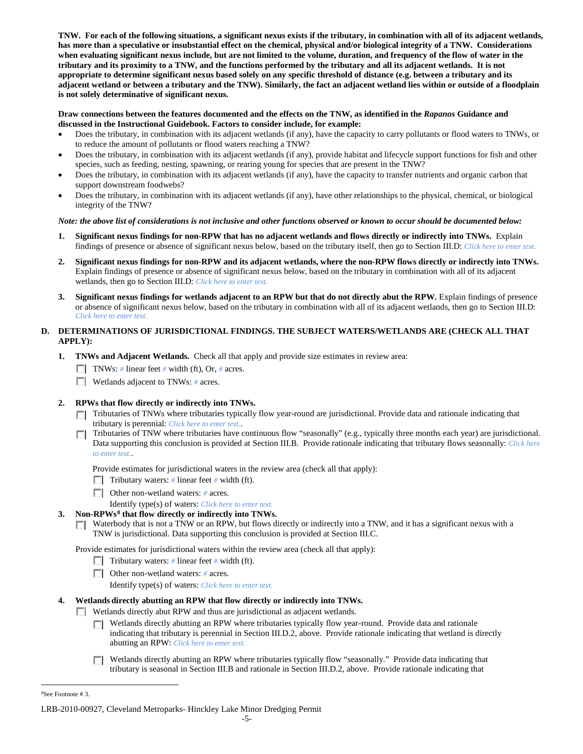**TNW. For each of the following situations, a significant nexus exists if the tributary, in combination with all of its adjacent wetlands, has more than a speculative or insubstantial effect on the chemical, physical and/or biological integrity of a TNW. Considerations when evaluating significant nexus include, but are not limited to the volume, duration, and frequency of the flow of water in the tributary and its proximity to a TNW, and the functions performed by the tributary and all its adjacent wetlands. It is not appropriate to determine significant nexus based solely on any specific threshold of distance (e.g. between a tributary and its adjacent wetland or between a tributary and the TNW). Similarly, the fact an adjacent wetland lies within or outside of a floodplain is not solely determinative of significant nexus.**

**Draw connections between the features documented and the effects on the TNW, as identified in the *Rapanos* Guidance and discussed in the Instructional Guidebook. Factors to consider include, for example:**

- Does the tributary, in combination with its adjacent wetlands (if any), have the capacity to carry pollutants or flood waters to TNWs, or to reduce the amount of pollutants or flood waters reaching a TNW?
- Does the tributary, in combination with its adjacent wetlands (if any), provide habitat and lifecycle support functions for fish and other species, such as feeding, nesting, spawning, or rearing young for species that are present in the TNW?
- Does the tributary, in combination with its adjacent wetlands (if any), have the capacity to transfer nutrients and organic carbon that support downstream foodwebs?
- Does the tributary, in combination with its adjacent wetlands (if any), have other relationships to the physical, chemical, or biological integrity of the TNW?

***Note: the above list of considerations is not inclusive and other functions observed or known to occur should be documented below:***

1. **Significant nexus findings for non-RPW that has no adjacent wetlands and flows directly or indirectly into TNWs.** Explain findings of presence or absence of significant nexus below, based on the tributary itself, then go to Section III.D: Click here to enter text.

2. **Significant nexus findings for non-RPW and its adjacent wetlands, where the non-RPW flows directly or indirectly into TNWs.** Explain findings of presence or absence of significant nexus below, based on the tributary in combination with all of its adjacent wetlands, then go to Section III.D: Click here to enter text.

3. **Significant nexus findings for wetlands adjacent to an RPW but that do not directly abut the RPW.** Explain findings of presence or absence of significant nexus below, based on the tributary in combination with all of its adjacent wetlands, then go to Section III.D: Click here to enter text.

**D. DETERMINATIONS OF JURISDICTIONAL FINDINGS. THE SUBJECT WATERS/WETLANDS ARE (CHECK ALL THAT APPLY):**

1. **TNWs and Adjacent Wetlands.** Check all that apply and provide size estimates in review area:
   - ☐ TNWs: # linear feet # width (ft), Or, # acres.
   - ☐ Wetlands adjacent to TNWs: # acres.

2. **RPWs that flow directly or indirectly into TNWs.**
   - ☐ Tributaries of TNWs where tributaries typically flow year-round are jurisdictional. Provide data and rationale indicating that tributary is perennial: Click here to enter text..
   - ☐ Tributaries of TNW where tributaries have continuous flow "seasonally" (e.g., typically three months each year) are jurisdictional. Data supporting this conclusion is provided at Section III.B. Provide rationale indicating that tributary flows seasonally: Click here to enter text..

   Provide estimates for jurisdictional waters in the review area (check all that apply):
   - ☐ Tributary waters: # linear feet # width (ft).
   - ☐ Other non-wetland waters: # acres.
     Identify type(s) of waters: Click here to enter text.

3. **Non-RPWs[8] that flow directly or indirectly into TNWs.**
   - ☐ Waterbody that is not a TNW or an RPW, but flows directly or indirectly into a TNW, and it has a significant nexus with a TNW is jurisdictional. Data supporting this conclusion is provided at Section III.C.

   Provide estimates for jurisdictional waters within the review area (check all that apply):
   - ☐ Tributary waters: # linear feet # width (ft).
   - ☐ Other non-wetland waters: # acres.
     Identify type(s) of waters: Click here to enter text.

4. **Wetlands directly abutting an RPW that flow directly or indirectly into TNWs.**
   - ☐ Wetlands directly abut RPW and thus are jurisdictional as adjacent wetlands.
     - ☐ Wetlands directly abutting an RPW where tributaries typically flow year-round. Provide data and rationale indicating that tributary is perennial in Section III.D.2, above. Provide rationale indicating that wetland is directly abutting an RPW: Click here to enter text.
     - ☐ Wetlands directly abutting an RPW where tributaries typically flow "seasonally." Provide data indicating that tributary is seasonal in Section III.B and rationale in Section III.D.2, above. Provide rationale indicating that

[8]See Footnote # 3.

LRB-2010-00927, Cleveland Metroparks- Hinckley Lake Minor Dredging Permit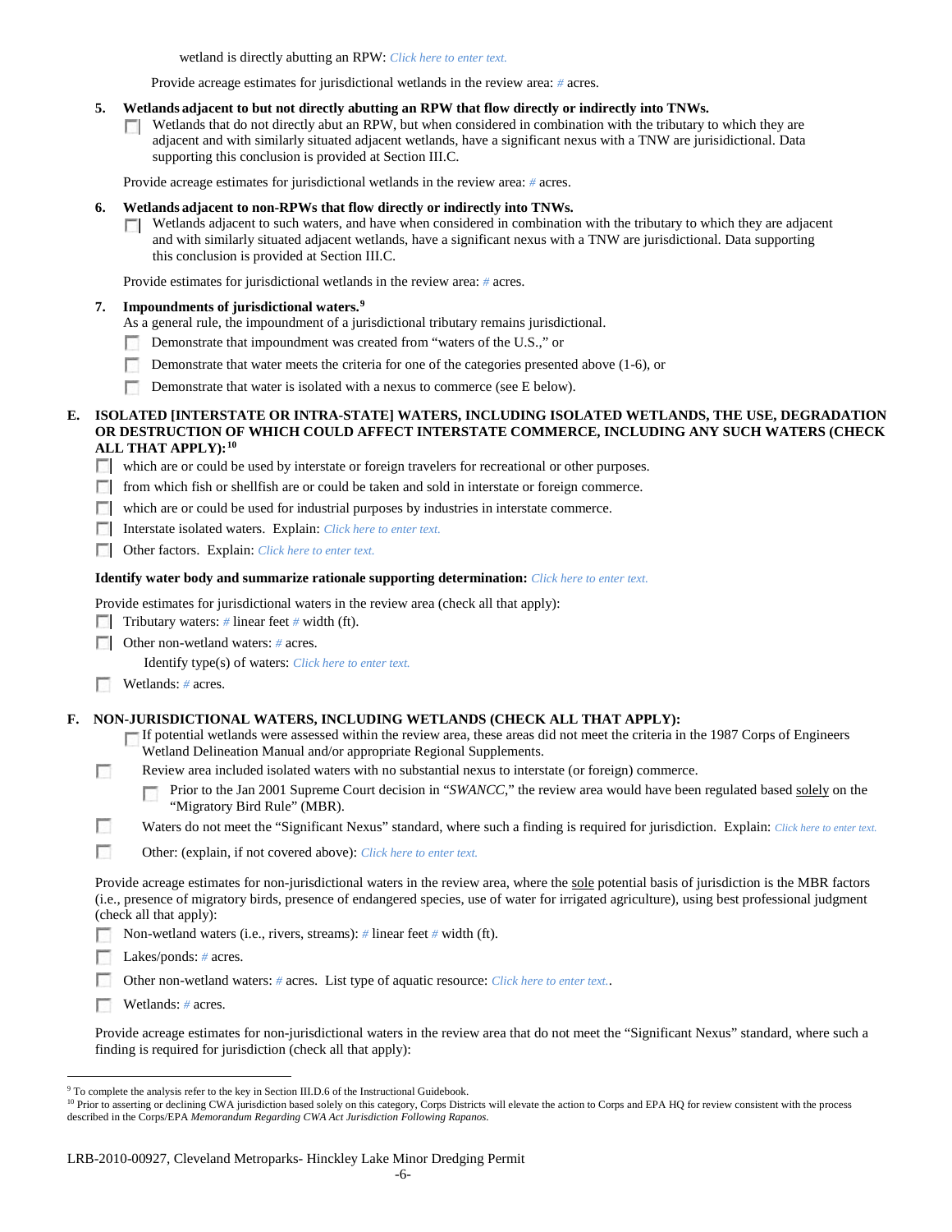wetland is directly abutting an RPW: *Click here to enter text.*

Provide acreage estimates for jurisdictional wetlands in the review area: # acres.

**5. Wetlands adjacent to but not directly abutting an RPW that flow directly or indirectly into TNWs.**

☐ Wetlands that do not directly abut an RPW, but when considered in combination with the tributary to which they are adjacent and with similarly situated adjacent wetlands, have a significant nexus with a TNW are jurisdictional. Data supporting this conclusion is provided at Section III.C.

Provide acreage estimates for jurisdictional wetlands in the review area: # acres.

**6. Wetlands adjacent to non-RPWs that flow directly or indirectly into TNWs.**

☐ Wetlands adjacent to such waters, and have when considered in combination with the tributary to which they are adjacent and with similarly situated adjacent wetlands, have a significant nexus with a TNW are jurisdictional. Data supporting this conclusion is provided at Section III.C.

Provide estimates for jurisdictional wetlands in the review area: # acres.

**7. Impoundments of jurisdictional waters.[9]**

As a general rule, the impoundment of a jurisdictional tributary remains jurisdictional.

☐ Demonstrate that impoundment was created from "waters of the U.S.," or

☐ Demonstrate that water meets the criteria for one of the categories presented above (1-6), or

☐ Demonstrate that water is isolated with a nexus to commerce (see E below).

**E. ISOLATED [INTERSTATE OR INTRA-STATE] WATERS, INCLUDING ISOLATED WETLANDS, THE USE, DEGRADATION OR DESTRUCTION OF WHICH COULD AFFECT INTERSTATE COMMERCE, INCLUDING ANY SUCH WATERS (CHECK ALL THAT APPLY):[10]**

☐ which are or could be used by interstate or foreign travelers for recreational or other purposes.

☐ from which fish or shellfish are or could be taken and sold in interstate or foreign commerce.

☐ which are or could be used for industrial purposes by industries in interstate commerce.

☐ Interstate isolated waters. Explain: *Click here to enter text.*

☐ Other factors. Explain: *Click here to enter text.*

**Identify water body and summarize rationale supporting determination:** *Click here to enter text.*

Provide estimates for jurisdictional waters in the review area (check all that apply):

☐ Tributary waters: # linear feet # width (ft).

☐ Other non-wetland waters: # acres.

Identify type(s) of waters: *Click here to enter text.*

☐ Wetlands: # acres.

**F. NON-JURISDICTIONAL WATERS, INCLUDING WETLANDS (CHECK ALL THAT APPLY):**

☐ If potential wetlands were assessed within the review area, these areas did not meet the criteria in the 1987 Corps of Engineers Wetland Delineation Manual and/or appropriate Regional Supplements.

☐ Review area included isolated waters with no substantial nexus to interstate (or foreign) commerce.

☐ Prior to the Jan 2001 Supreme Court decision in "*SWANCC*," the review area would have been regulated based <u>solely</u> on the "Migratory Bird Rule" (MBR).

☐ Waters do not meet the "Significant Nexus" standard, where such a finding is required for jurisdiction. Explain: *Click here to enter text.*

☐ Other: (explain, if not covered above): *Click here to enter text.*

Provide acreage estimates for non-jurisdictional waters in the review area, where the <u>sole</u> potential basis of jurisdiction is the MBR factors (i.e., presence of migratory birds, presence of endangered species, use of water for irrigated agriculture), using best professional judgment (check all that apply):

☐ Non-wetland waters (i.e., rivers, streams): # linear feet # width (ft).

☐ Lakes/ponds: # acres.

☐ Other non-wetland waters: # acres. List type of aquatic resource: *Click here to enter text.*.

☐ Wetlands: # acres.

Provide acreage estimates for non-jurisdictional waters in the review area that do not meet the "Significant Nexus" standard, where such a finding is required for jurisdiction (check all that apply):

---

[9] To complete the analysis refer to the key in Section III.D.6 of the Instructional Guidebook.

[10] Prior to asserting or declining CWA jurisdiction based solely on this category, Corps Districts will elevate the action to Corps and EPA HQ for review consistent with the process described in the Corps/EPA *Memorandum Regarding CWA Act Jurisdiction Following Rapanos.*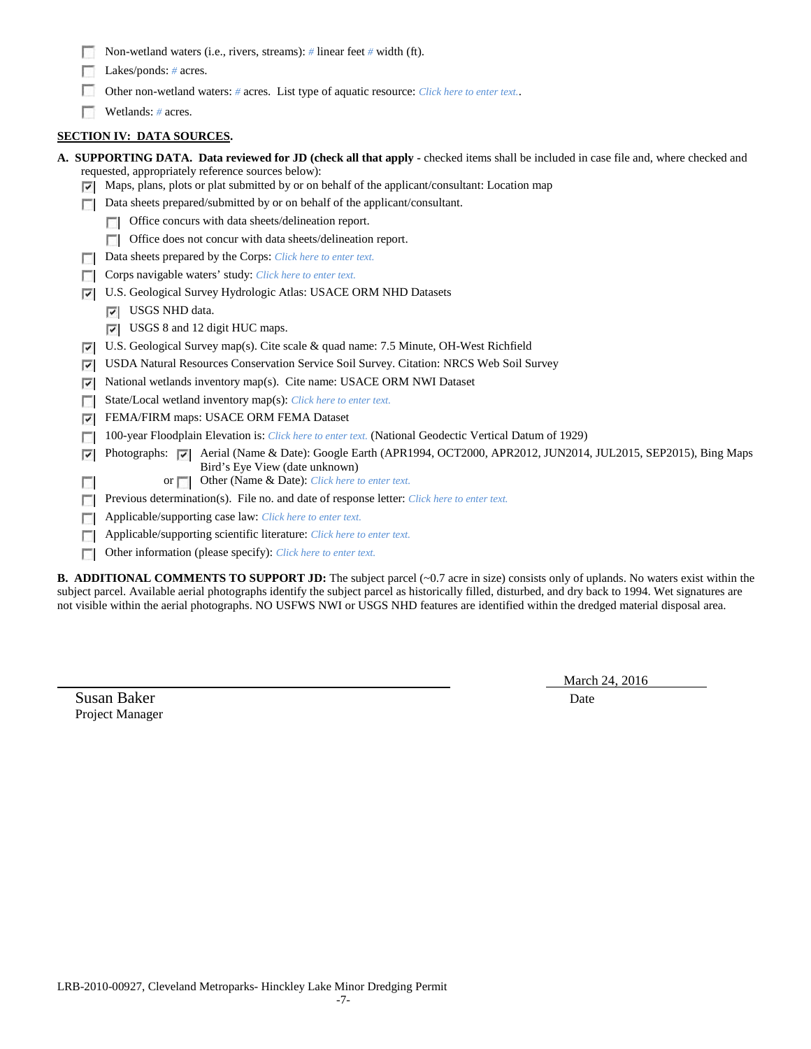- [ ] Non-wetland waters (i.e., rivers, streams): # linear feet # width (ft).
- [ ] Lakes/ponds: # acres.
- [ ] Other non-wetland waters: # acres. List type of aquatic resource: *Click here to enter text.*.
- [ ] Wetlands: # acres.

**SECTION IV: DATA SOURCES.**

**A. SUPPORTING DATA. Data reviewed for JD (check all that apply -** checked items shall be included in case file and, where checked and requested, appropriately reference sources below):

- [x] Maps, plans, plots or plat submitted by or on behalf of the applicant/consultant: Location map
- [ ] Data sheets prepared/submitted by or on behalf of the applicant/consultant.
  - [ ] Office concurs with data sheets/delineation report.
  - [ ] Office does not concur with data sheets/delineation report.
- [ ] Data sheets prepared by the Corps: *Click here to enter text.*
- [ ] Corps navigable waters' study: *Click here to enter text.*
- [x] U.S. Geological Survey Hydrologic Atlas: USACE ORM NHD Datasets
  - [x] USGS NHD data.
  - [x] USGS 8 and 12 digit HUC maps.
- [x] U.S. Geological Survey map(s). Cite scale & quad name: 7.5 Minute, OH-West Richfield
- [x] USDA Natural Resources Conservation Service Soil Survey. Citation: NRCS Web Soil Survey
- [x] National wetlands inventory map(s). Cite name: USACE ORM NWI Dataset
- [ ] State/Local wetland inventory map(s): *Click here to enter text.*
- [x] FEMA/FIRM maps: USACE ORM FEMA Dataset
- [ ] 100-year Floodplain Elevation is: *Click here to enter text.* (National Geodectic Vertical Datum of 1929)
- [x] Photographs: [x] Aerial (Name & Date): Google Earth (APR1994, OCT2000, APR2012, JUN2014, JUL2015, SEP2015), Bing Maps Bird's Eye View (date unknown)
- [ ] or [ ] Other (Name & Date): *Click here to enter text.*
- [ ] Previous determination(s). File no. and date of response letter: *Click here to enter text.*
- [ ] Applicable/supporting case law: *Click here to enter text.*
- [ ] Applicable/supporting scientific literature: *Click here to enter text.*
- [ ] Other information (please specify): *Click here to enter text.*

**B. ADDITIONAL COMMENTS TO SUPPORT JD:** The subject parcel (~0.7 acre in size) consists only of uplands. No waters exist within the subject parcel. Available aerial photographs identify the subject parcel as historically filled, disturbed, and dry back to 1994. Wet signatures are not visible within the aerial photographs. NO USFWS NWI or USGS NHD features are identified within the dredged material disposal area.

Susan Baker
Project Manager

March 24, 2016
Date

LRB-2010-00927, Cleveland Metroparks- Hinckley Lake Minor Dredging Permit